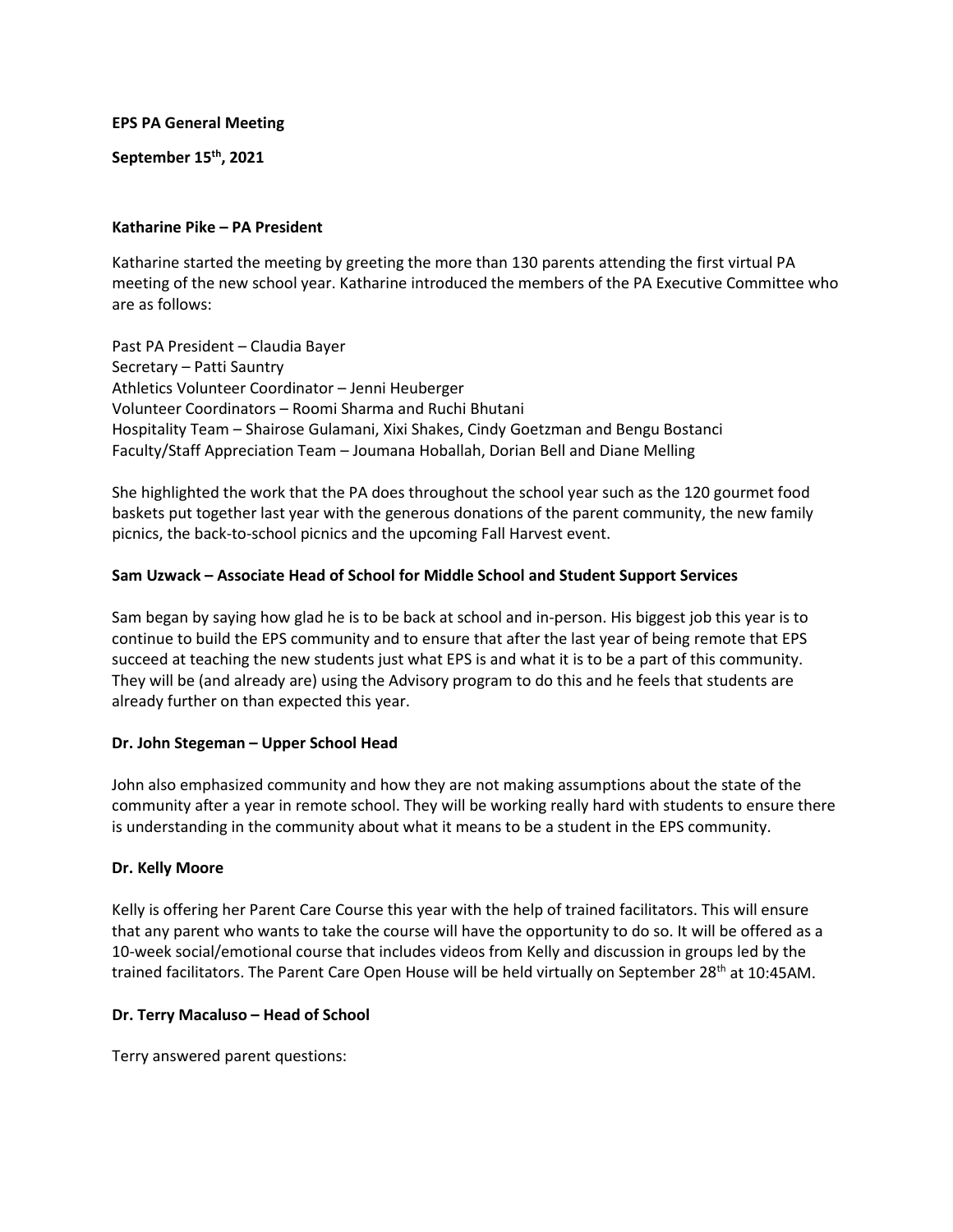**EPS PA General Meeting**

**September 15th, 2021**

**Katharine Pike – PA President**

Katharine started the meeting by greeting the more than 130 parents attending the first virtual PA meeting of the new school year. Katharine introduced the members of the PA Executive Committee who are as follows:

Past PA President – Claudia Bayer
Secretary – Patti Sauntry
Athletics Volunteer Coordinator – Jenni Heuberger
Volunteer Coordinators – Roomi Sharma and Ruchi Bhutani
Hospitality Team – Shairose Gulamani, Xixi Shakes, Cindy Goetzman and Bengu Bostanci
Faculty/Staff Appreciation Team – Joumana Hoballah, Dorian Bell and Diane Melling

She highlighted the work that the PA does throughout the school year such as the 120 gourmet food baskets put together last year with the generous donations of the parent community, the new family picnics, the back-to-school picnics and the upcoming Fall Harvest event.

**Sam Uzwack – Associate Head of School for Middle School and Student Support Services**

Sam began by saying how glad he is to be back at school and in-person. His biggest job this year is to continue to build the EPS community and to ensure that after the last year of being remote that EPS succeed at teaching the new students just what EPS is and what it is to be a part of this community. They will be (and already are) using the Advisory program to do this and he feels that students are already further on than expected this year.

**Dr. John Stegeman – Upper School Head**

John also emphasized community and how they are not making assumptions about the state of the community after a year in remote school. They will be working really hard with students to ensure there is understanding in the community about what it means to be a student in the EPS community.

**Dr. Kelly Moore**

Kelly is offering her Parent Care Course this year with the help of trained facilitators. This will ensure that any parent who wants to take the course will have the opportunity to do so. It will be offered as a 10-week social/emotional course that includes videos from Kelly and discussion in groups led by the trained facilitators. The Parent Care Open House will be held virtually on September 28th at 10:45AM.

**Dr. Terry Macaluso – Head of School**

Terry answered parent questions: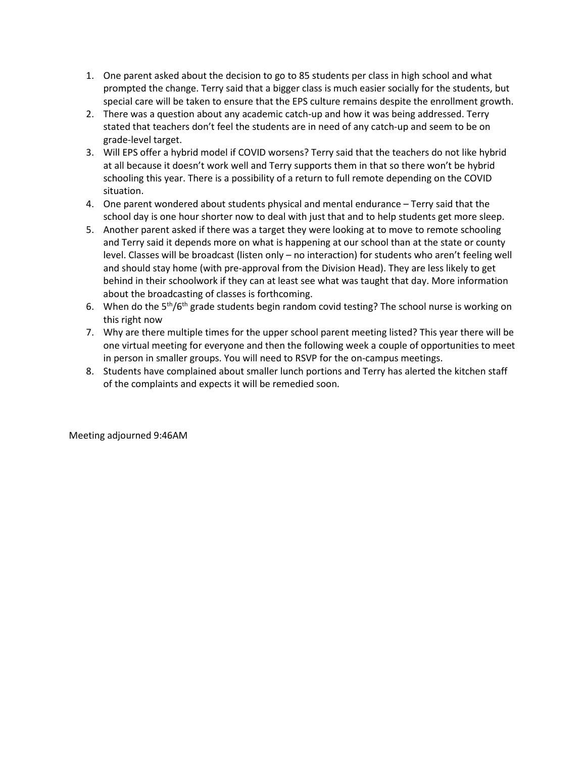1. One parent asked about the decision to go to 85 students per class in high school and what prompted the change. Terry said that a bigger class is much easier socially for the students, but special care will be taken to ensure that the EPS culture remains despite the enrollment growth.
2. There was a question about any academic catch-up and how it was being addressed. Terry stated that teachers don't feel the students are in need of any catch-up and seem to be on grade-level target.
3. Will EPS offer a hybrid model if COVID worsens? Terry said that the teachers do not like hybrid at all because it doesn't work well and Terry supports them in that so there won't be hybrid schooling this year. There is a possibility of a return to full remote depending on the COVID situation.
4. One parent wondered about students physical and mental endurance – Terry said that the school day is one hour shorter now to deal with just that and to help students get more sleep.
5. Another parent asked if there was a target they were looking at to move to remote schooling and Terry said it depends more on what is happening at our school than at the state or county level. Classes will be broadcast (listen only – no interaction) for students who aren't feeling well and should stay home (with pre-approval from the Division Head). They are less likely to get behind in their schoolwork if they can at least see what was taught that day. More information about the broadcasting of classes is forthcoming.
6. When do the 5th/6th grade students begin random covid testing? The school nurse is working on this right now
7. Why are there multiple times for the upper school parent meeting listed? This year there will be one virtual meeting for everyone and then the following week a couple of opportunities to meet in person in smaller groups. You will need to RSVP for the on-campus meetings.
8. Students have complained about smaller lunch portions and Terry has alerted the kitchen staff of the complaints and expects it will be remedied soon.

Meeting adjourned 9:46AM